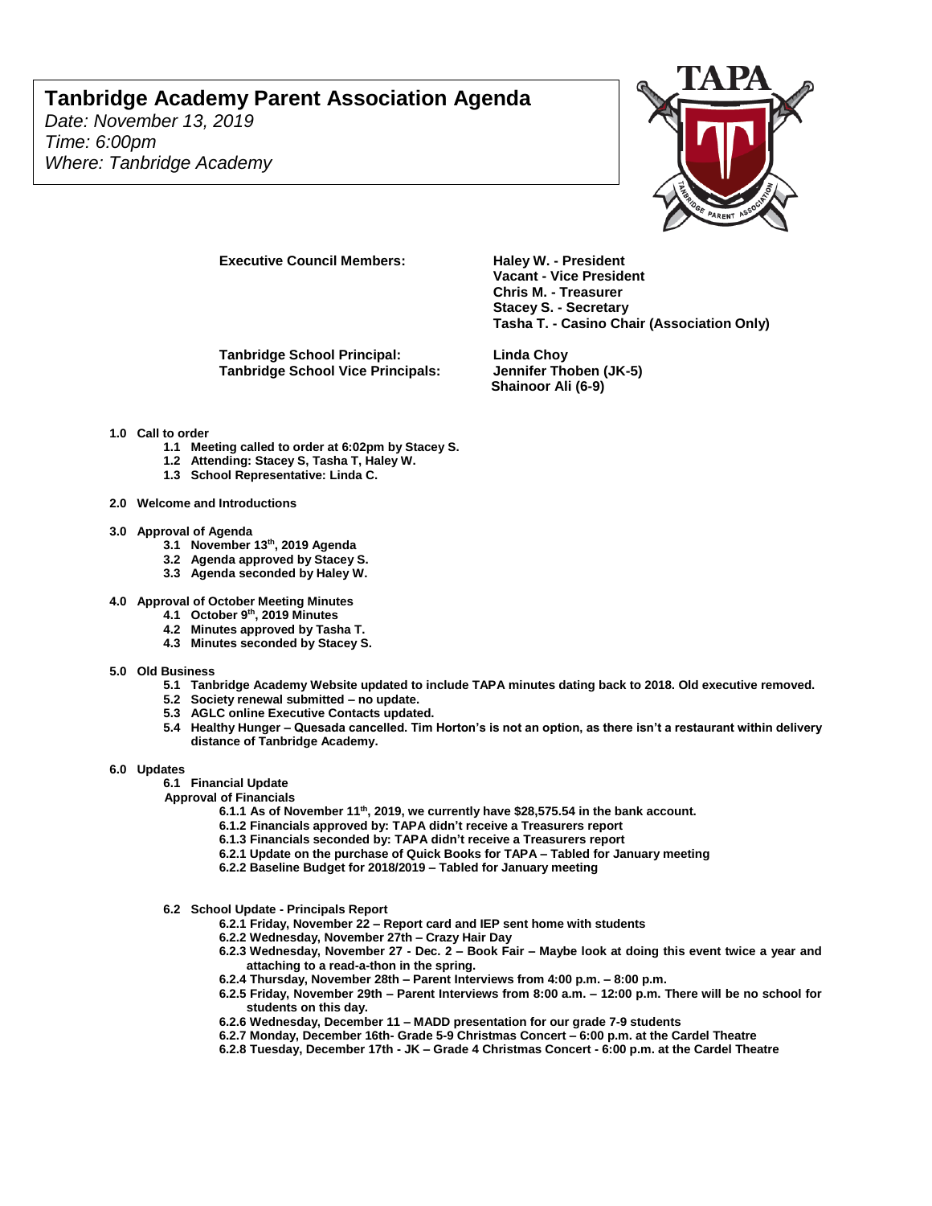# Tanbridge Academy Parent Association Agenda

*Date: November 13, 2019*
*Time: 6:00pm*
*Where: Tanbridge Academy*

**Executive Council Members:**

**Haley W. - President**
**Vacant - Vice President**
**Chris M. - Treasurer**
**Stacey S. - Secretary**
**Tasha T. - Casino Chair (Association Only)**

**Tanbridge School Principal:** **Linda Choy**
**Tanbridge School Vice Principals:** **Jennifer Thoben (JK-5)**
**Shainoor Ali (6-9)**

**1.0 Call to order**
- **1.1 Meeting called to order at 6:02pm by Stacey S.**
- **1.2 Attending: Stacey S, Tasha T, Haley W.**
- **1.3 School Representative: Linda C.**

**2.0 Welcome and Introductions**

**3.0 Approval of Agenda**
- **3.1 November 13th, 2019 Agenda**
- **3.2 Agenda approved by Stacey S.**
- **3.3 Agenda seconded by Haley W.**

**4.0 Approval of October Meeting Minutes**
- **4.1 October 9th, 2019 Minutes**
- **4.2 Minutes approved by Tasha T.**
- **4.3 Minutes seconded by Stacey S.**

**5.0 Old Business**
- **5.1 Tanbridge Academy Website updated to include TAPA minutes dating back to 2018. Old executive removed.**
- **5.2 Society renewal submitted – no update.**
- **5.3 AGLC online Executive Contacts updated.**
- **5.4 Healthy Hunger – Quesada cancelled. Tim Horton's is not an option, as there isn't a restaurant within delivery distance of Tanbridge Academy.**

**6.0 Updates**
- **6.1 Financial Update**

**Approval of Financials**
- **6.1.1 As of November 11th, 2019, we currently have $28,575.54 in the bank account.**
- **6.1.2 Financials approved by: TAPA didn't receive a Treasurers report**
- **6.1.3 Financials seconded by: TAPA didn't receive a Treasurers report**
- **6.2.1 Update on the purchase of Quick Books for TAPA – Tabled for January meeting**
- **6.2.2 Baseline Budget for 2018/2019 – Tabled for January meeting**

**6.2 School Update - Principals Report**
- **6.2.1 Friday, November 22 – Report card and IEP sent home with students**
- **6.2.2 Wednesday, November 27th – Crazy Hair Day**
- **6.2.3 Wednesday, November 27 - Dec. 2 – Book Fair – Maybe look at doing this event twice a year and attaching to a read-a-thon in the spring.**
- **6.2.4 Thursday, November 28th – Parent Interviews from 4:00 p.m. – 8:00 p.m.**
- **6.2.5 Friday, November 29th – Parent Interviews from 8:00 a.m. – 12:00 p.m. There will be no school for students on this day.**
- **6.2.6 Wednesday, December 11 – MADD presentation for our grade 7-9 students**
- **6.2.7 Monday, December 16th- Grade 5-9 Christmas Concert – 6:00 p.m. at the Cardel Theatre**
- **6.2.8 Tuesday, December 17th - JK – Grade 4 Christmas Concert - 6:00 p.m. at the Cardel Theatre**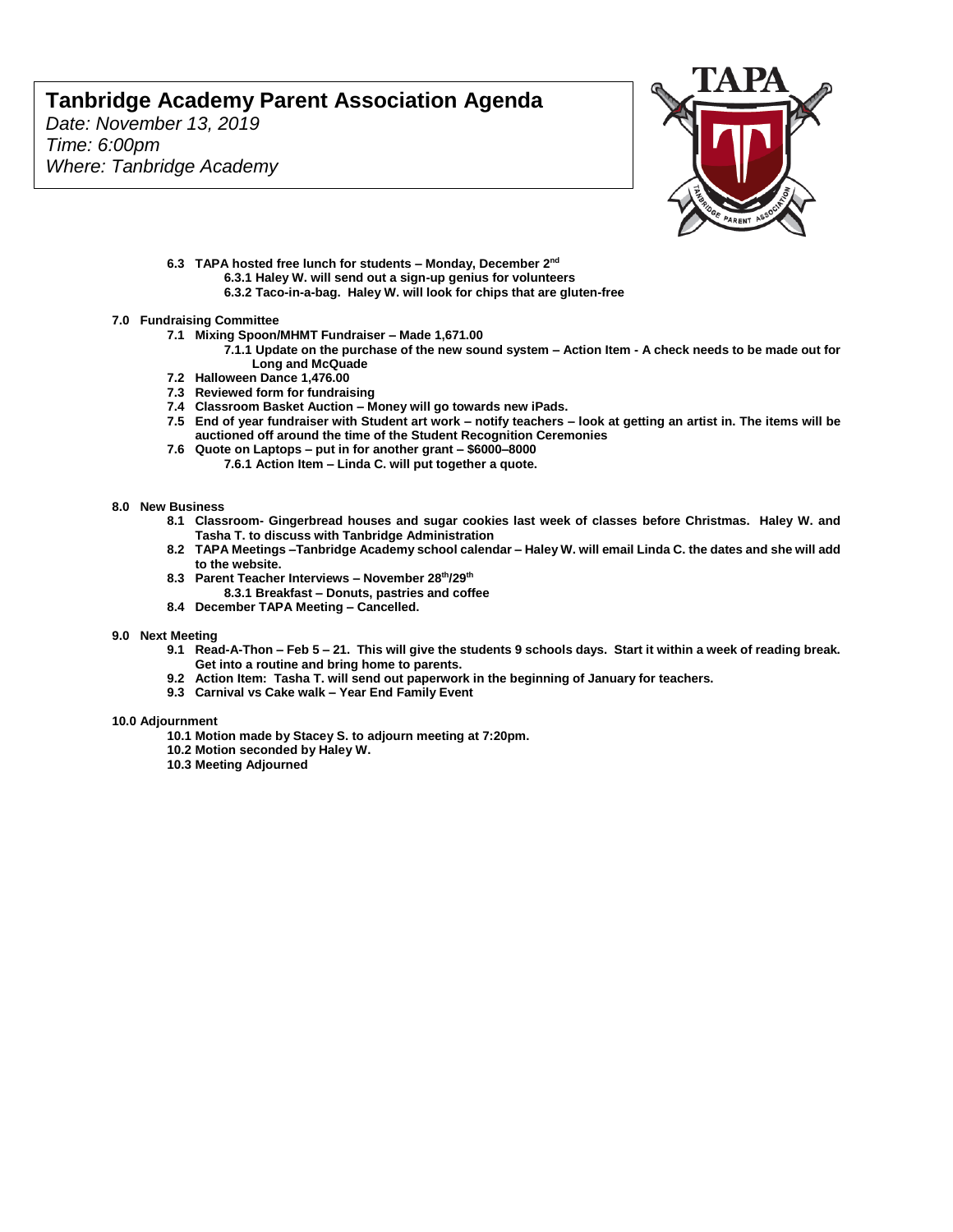# Tanbridge Academy Parent Association Agenda

*Date: November 13, 2019*
*Time: 6:00pm*
*Where: Tanbridge Academy*

- **6.3 TAPA hosted free lunch for students – Monday, December 2nd**
  - **6.3.1 Haley W. will send out a sign-up genius for volunteers**
  - **6.3.2 Taco-in-a-bag. Haley W. will look for chips that are gluten-free**

**7.0 Fundraising Committee**

- **7.1 Mixing Spoon/MHMT Fundraiser – Made 1,671.00**
  - **7.1.1 Update on the purchase of the new sound system – Action Item - A check needs to be made out for Long and McQuade**
- **7.2 Halloween Dance 1,476.00**
- **7.3 Reviewed form for fundraising**
- **7.4 Classroom Basket Auction – Money will go towards new iPads.**
- **7.5 End of year fundraiser with Student art work – notify teachers – look at getting an artist in. The items will be auctioned off around the time of the Student Recognition Ceremonies**
- **7.6 Quote on Laptops – put in for another grant – $6000–8000**
  - **7.6.1 Action Item – Linda C. will put together a quote.**

**8.0 New Business**

- **8.1 Classroom- Gingerbread houses and sugar cookies last week of classes before Christmas. Haley W. and Tasha T. to discuss with Tanbridge Administration**
- **8.2 TAPA Meetings –Tanbridge Academy school calendar – Haley W. will email Linda C. the dates and she will add to the website.**
- **8.3 Parent Teacher Interviews – November 28th/29th**
  - **8.3.1 Breakfast – Donuts, pastries and coffee**
- **8.4 December TAPA Meeting – Cancelled.**

**9.0 Next Meeting**

- **9.1 Read-A-Thon – Feb 5 – 21. This will give the students 9 schools days. Start it within a week of reading break. Get into a routine and bring home to parents.**
- **9.2 Action Item: Tasha T. will send out paperwork in the beginning of January for teachers.**
- **9.3 Carnival vs Cake walk – Year End Family Event**

**10.0 Adjournment**

- **10.1 Motion made by Stacey S. to adjourn meeting at 7:20pm.**
- **10.2 Motion seconded by Haley W.**
- **10.3 Meeting Adjourned**